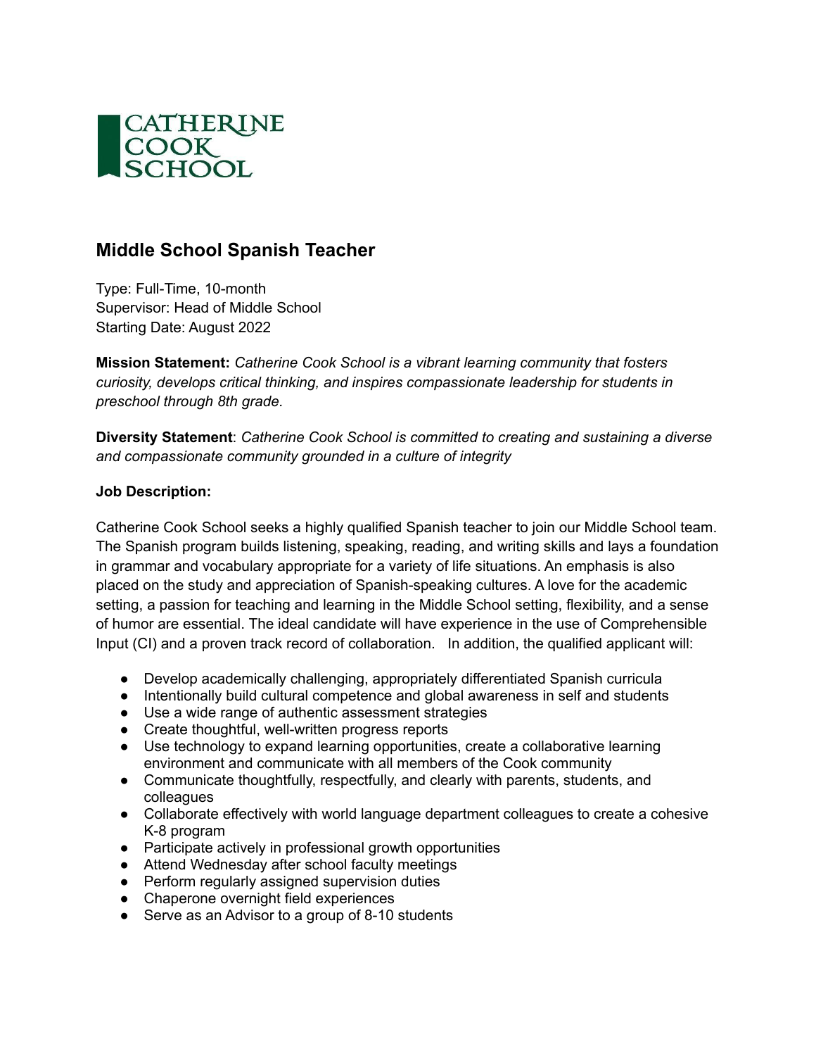CATHERINE COOK SCHOOL

# Middle School Spanish Teacher

Type: Full-Time, 10-month
Supervisor: Head of Middle School
Starting Date: August 2022

**Mission Statement:** *Catherine Cook School is a vibrant learning community that fosters curiosity, develops critical thinking, and inspires compassionate leadership for students in preschool through 8th grade.*

**Diversity Statement**: *Catherine Cook School is committed to creating and sustaining a diverse and compassionate community grounded in a culture of integrity*

**Job Description:**

Catherine Cook School seeks a highly qualified Spanish teacher to join our Middle School team. The Spanish program builds listening, speaking, reading, and writing skills and lays a foundation in grammar and vocabulary appropriate for a variety of life situations. An emphasis is also placed on the study and appreciation of Spanish-speaking cultures. A love for the academic setting, a passion for teaching and learning in the Middle School setting, flexibility, and a sense of humor are essential. The ideal candidate will have experience in the use of Comprehensible Input (CI) and a proven track record of collaboration. In addition, the qualified applicant will:

- Develop academically challenging, appropriately differentiated Spanish curricula
- Intentionally build cultural competence and global awareness in self and students
- Use a wide range of authentic assessment strategies
- Create thoughtful, well-written progress reports
- Use technology to expand learning opportunities, create a collaborative learning environment and communicate with all members of the Cook community
- Communicate thoughtfully, respectfully, and clearly with parents, students, and colleagues
- Collaborate effectively with world language department colleagues to create a cohesive K-8 program
- Participate actively in professional growth opportunities
- Attend Wednesday after school faculty meetings
- Perform regularly assigned supervision duties
- Chaperone overnight field experiences
- Serve as an Advisor to a group of 8-10 students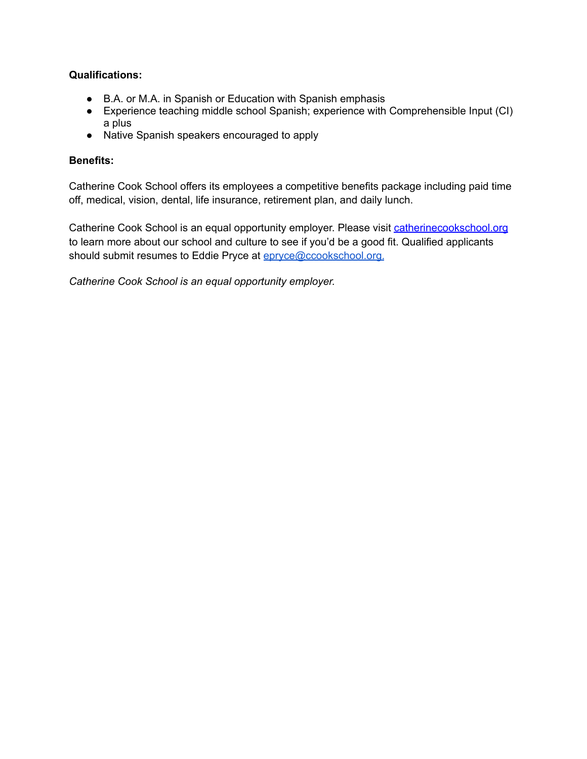**Qualifications:**

- B.A. or M.A. in Spanish or Education with Spanish emphasis
- Experience teaching middle school Spanish; experience with Comprehensible Input (CI) a plus
- Native Spanish speakers encouraged to apply

**Benefits:**

Catherine Cook School offers its employees a competitive benefits package including paid time off, medical, vision, dental, life insurance, retirement plan, and daily lunch.

Catherine Cook School is an equal opportunity employer. Please visit [catherinecookschool.org](catherinecookschool.org) to learn more about our school and culture to see if you'd be a good fit. Qualified applicants should submit resumes to Eddie Pryce at [epryce@ccookschool.org.](mailto:epryce@ccookschool.org)

*Catherine Cook School is an equal opportunity employer.*